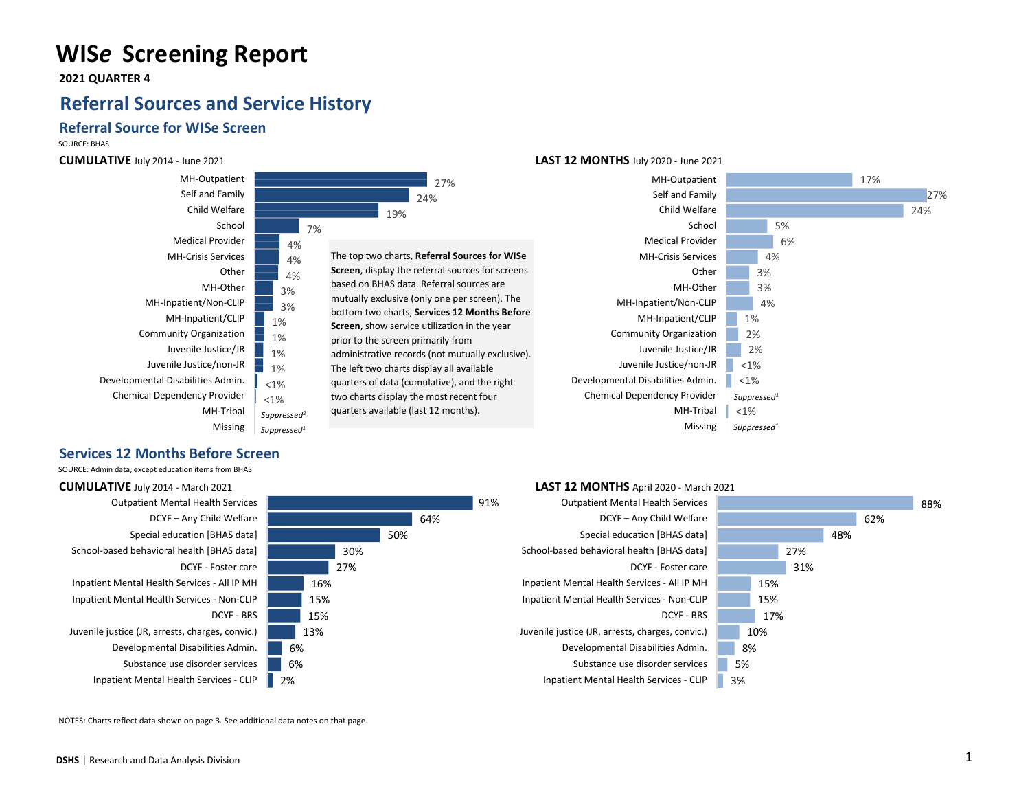# WISe Screening Report

**2021 QUARTER 4**

## Referral Sources and Service History

### Referral Source for WISe Screen

SOURCE: BHAS

**CUMULATIVE** July 2014 - June 2021

| Referral Source | % |
|---|---|
| MH-Outpatient | 27% |
| Self and Family | 24% |
| Child Welfare | 19% |
| School | 7% |
| Medical Provider | 4% |
| MH-Crisis Services | 4% |
| Other | 4% |
| MH-Other | 3% |
| MH-Inpatient/Non-CLIP | 3% |
| MH-Inpatient/CLIP | 1% |
| Community Organization | 1% |
| Juvenile Justice/JR | 1% |
| Juvenile Justice/non-JR | 1% |
| Developmental Disabilities Admin. | <1% |
| Chemical Dependency Provider | <1% |
| MH-Tribal | *Suppressed*[2] |
| Missing | *Suppressed*[1] |

The top two charts, **Referral Sources for WISe Screen**, display the referral sources for screens based on BHAS data. Referral sources are mutually exclusive (only one per screen). The bottom two charts, **Services 12 Months Before Screen**, show service utilization in the year prior to the screen primarily from administrative records (not mutually exclusive). The left two charts display all available quarters of data (cumulative), and the right two charts display the most recent four quarters available (last 12 months).

**LAST 12 MONTHS** July 2020 - June 2021

| Referral Source | % |
|---|---|
| MH-Outpatient | 17% |
| Self and Family | 27% |
| Child Welfare | 24% |
| School | 5% |
| Medical Provider | 6% |
| MH-Crisis Services | 4% |
| Other | 3% |
| MH-Other | 3% |
| MH-Inpatient/Non-CLIP | 4% |
| MH-Inpatient/CLIP | 1% |
| Community Organization | 2% |
| Juvenile Justice/JR | 2% |
| Juvenile Justice/non-JR | <1% |
| Developmental Disabilities Admin. | <1% |
| Chemical Dependency Provider | *Suppressed*[1] |
| MH-Tribal | <1% |
| Missing | *Suppressed*[1] |

### Services 12 Months Before Screen

SOURCE: Admin data, except education items from BHAS

**CUMULATIVE** July 2014 - March 2021

| Service | % |
|---|---|
| Outpatient Mental Health Services | 91% |
| DCYF – Any Child Welfare | 64% |
| Special education [BHAS data] | 50% |
| School-based behavioral health [BHAS data] | 30% |
| DCYF - Foster care | 27% |
| Inpatient Mental Health Services - All IP MH | 16% |
| Inpatient Mental Health Services - Non-CLIP | 15% |
| DCYF - BRS | 15% |
| Juvenile justice (JR, arrests, charges, convic.) | 13% |
| Developmental Disabilities Admin. | 6% |
| Substance use disorder services | 6% |
| Inpatient Mental Health Services - CLIP | 2% |

**LAST 12 MONTHS** April 2020 - March 2021

| Service | % |
|---|---|
| Outpatient Mental Health Services | 88% |
| DCYF – Any Child Welfare | 62% |
| Special education [BHAS data] | 48% |
| School-based behavioral health [BHAS data] | 27% |
| DCYF - Foster care | 31% |
| Inpatient Mental Health Services - All IP MH | 15% |
| Inpatient Mental Health Services - Non-CLIP | 15% |
| DCYF - BRS | 17% |
| Juvenile justice (JR, arrests, charges, convic.) | 10% |
| Developmental Disabilities Admin. | 8% |
| Substance use disorder services | 5% |
| Inpatient Mental Health Services - CLIP | 3% |

NOTES: Charts reflect data shown on page 3. See additional data notes on that page.

**DSHS** | Research and Data Analysis Division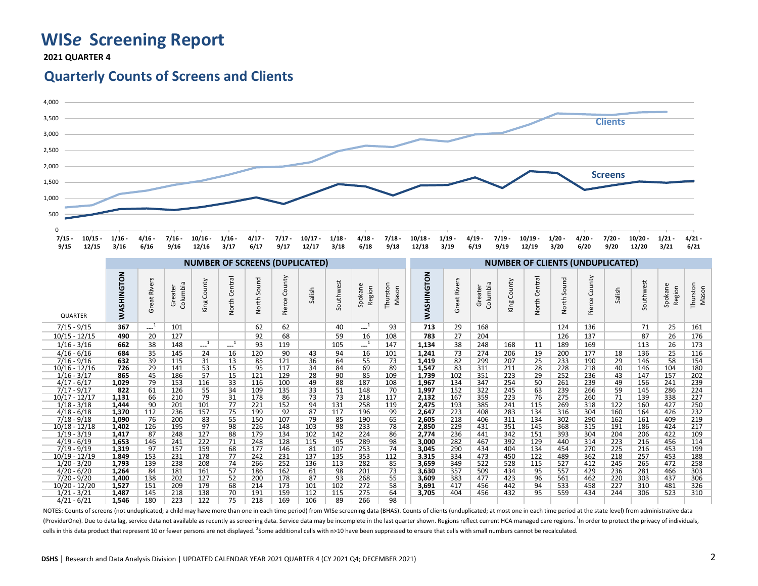# WISe Screening Report

**2021 QUARTER 4**

## Quarterly Counts of Screens and Clients

| QUARTER | NUMBER OF SCREENS (DUPLICATED) | | | | | | | | | | | NUMBER OF CLIENTS (UNDUPLICATED) | | | | | | | | | | |
|---|---|---|---|---|---|---|---|---|---|---|---|---|---|---|---|---|---|---|---|---|---|---|
| | **WASHINGTON** | Great Rivers | Greater Columbia | King County | North Central | North Sound | Pierce County | Salish | Southwest | Spokane Region | Thurston Mason | **WASHINGTON** | Great Rivers | Greater Columbia | King County | North Central | North Sound | Pierce County | Salish | Southwest | Spokane Region | Thurston Mason |
| 7/15 - 9/15 | **367** | ---[1] | 101 | | | 62 | 62 | | 40 | ---[1] | 93 | **713** | 29 | 168 | | | 124 | 136 | | 71 | 25 | 161 |
| 10/15 - 12/15 | **490** | 20 | 127 | | | 92 | 68 | | 59 | 16 | 108 | **783** | 27 | 204 | | | 126 | 137 | | 87 | 26 | 176 |
| 1/16 - 3/16 | **662** | 38 | 148 | ---[1] | ---[1] | 93 | 119 | | 105 | ---[1] | 147 | **1,134** | 38 | 248 | 168 | 11 | 189 | 169 | | 113 | 26 | 173 |
| 4/16 - 6/16 | **684** | 35 | 145 | 24 | 16 | 120 | 90 | 43 | 94 | 16 | 101 | **1,241** | 73 | 274 | 206 | 19 | 200 | 177 | 18 | 136 | 25 | 116 |
| 7/16 - 9/16 | **632** | 39 | 115 | 31 | 13 | 85 | 121 | 36 | 64 | 55 | 73 | **1,419** | 82 | 299 | 207 | 25 | 233 | 190 | 29 | 146 | 58 | 154 |
| 10/16 - 12/16 | **726** | 29 | 141 | 53 | 15 | 95 | 117 | 34 | 84 | 69 | 89 | **1,547** | 83 | 311 | 211 | 28 | 228 | 218 | 40 | 146 | 104 | 180 |
| 1/16 - 3/17 | **865** | 45 | 186 | 57 | 15 | 121 | 129 | 28 | 90 | 85 | 109 | **1,739** | 102 | 351 | 223 | 29 | 252 | 236 | 43 | 147 | 157 | 202 |
| 4/17 - 6/17 | **1,029** | 79 | 153 | 116 | 33 | 116 | 100 | 49 | 88 | 187 | 108 | **1,967** | 134 | 347 | 254 | 50 | 261 | 239 | 49 | 156 | 241 | 239 |
| 7/17 - 9/17 | **822** | 61 | 126 | 55 | 34 | 109 | 135 | 33 | 51 | 148 | 70 | **1,997** | 152 | 322 | 245 | 63 | 239 | 266 | 59 | 145 | 286 | 224 |
| 10/17 - 12/17 | **1,131** | 66 | 210 | 79 | 31 | 178 | 86 | 73 | 73 | 218 | 117 | **2,132** | 167 | 359 | 223 | 76 | 275 | 260 | 71 | 139 | 338 | 227 |
| 1/18 - 3/18 | **1,444** | 90 | 201 | 101 | 77 | 221 | 152 | 94 | 131 | 258 | 119 | **2,475** | 193 | 385 | 241 | 115 | 269 | 318 | 122 | 160 | 427 | 250 |
| 4/18 - 6/18 | **1,370** | 112 | 236 | 157 | 75 | 199 | 92 | 87 | 117 | 196 | 99 | **2,647** | 223 | 408 | 283 | 134 | 316 | 304 | 160 | 164 | 426 | 232 |
| 7/18 - 9/18 | **1,090** | 76 | 200 | 83 | 55 | 150 | 107 | 79 | 85 | 190 | 65 | **2,605** | 218 | 406 | 311 | 134 | 302 | 290 | 162 | 161 | 409 | 219 |
| 10/18 - 12/18 | **1,402** | 126 | 195 | 97 | 98 | 226 | 148 | 103 | 98 | 233 | 78 | **2,850** | 229 | 431 | 351 | 145 | 368 | 315 | 191 | 186 | 424 | 217 |
| 1/19 - 3/19 | **1,417** | 87 | 248 | 127 | 88 | 179 | 134 | 102 | 142 | 224 | 86 | **2,774** | 236 | 441 | 342 | 151 | 393 | 304 | 204 | 206 | 422 | 109 |
| 4/19 - 6/19 | **1,653** | 146 | 241 | 222 | 71 | 248 | 128 | 115 | 95 | 289 | 98 | **3,000** | 282 | 467 | 392 | 129 | 440 | 314 | 223 | 216 | 456 | 114 |
| 7/19 - 9/19 | **1,319** | 97 | 157 | 159 | 68 | 177 | 146 | 81 | 107 | 253 | 74 | **3,045** | 290 | 434 | 404 | 134 | 454 | 270 | 225 | 216 | 453 | 199 |
| 10/19 - 12/19 | **1,849** | 153 | 231 | 178 | 77 | 242 | 231 | 137 | 135 | 353 | 112 | **3,315** | 334 | 473 | 450 | 122 | 489 | 362 | 218 | 257 | 453 | 188 |
| 1/20 - 3/20 | **1,793** | 139 | 238 | 208 | 74 | 266 | 252 | 136 | 113 | 282 | 85 | **3,659** | 349 | 522 | 528 | 115 | 527 | 412 | 245 | 265 | 472 | 258 |
| 4/20 - 6/20 | **1,264** | 84 | 181 | 161 | 57 | 186 | 162 | 61 | 98 | 201 | 73 | **3,630** | 357 | 509 | 434 | 95 | 557 | 429 | 236 | 281 | 466 | 303 |
| 7/20 - 9/20 | **1,400** | 138 | 202 | 127 | 52 | 200 | 178 | 87 | 93 | 268 | 55 | **3,609** | 383 | 477 | 423 | 96 | 561 | 462 | 220 | 303 | 437 | 306 |
| 10/20 - 12/20 | **1,527** | 151 | 209 | 179 | 68 | 214 | 173 | 101 | 102 | 272 | 58 | **3,691** | 417 | 456 | 442 | 94 | 533 | 458 | 227 | 310 | 481 | 326 |
| 1/21 - 3/21 | **1,487** | 145 | 218 | 138 | 70 | 191 | 159 | 112 | 115 | 275 | 64 | **3,705** | 404 | 456 | 432 | 95 | 559 | 434 | 244 | 306 | 523 | 310 |
| 4/21 - 6/21 | **1,546** | 180 | 223 | 122 | 75 | 218 | 169 | 106 | 89 | 266 | 98 | | | | | | | | | | | |

NOTES: Counts of screens (not unduplicated; a child may have more than one in each time period) from WISe screening data (BHAS). Counts of clients (unduplicated; at most one in each time period at the state level) from administrative data (ProviderOne). Due to data lag, service data not available as recently as screening data. Service data may be incomplete in the last quarter shown. Regions reflect current HCA managed care regions. [1]In order to protect the privacy of individuals, cells in this data product that represent 10 or fewer persons are not displayed. [2]Some additional cells with n>10 have been suppressed to ensure that cells with small numbers cannot be recalculated.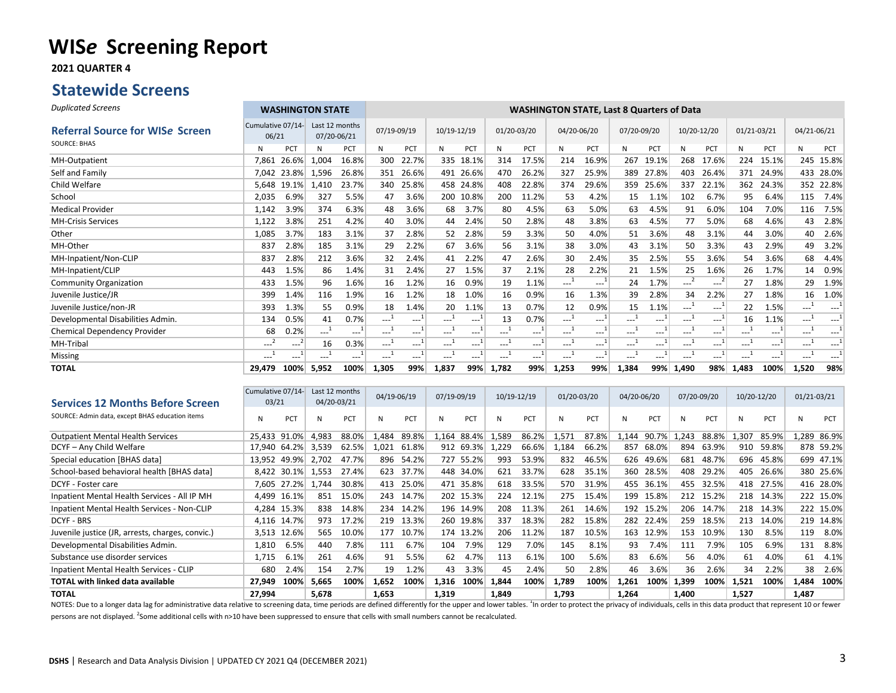# WIS*e* Screening Report

**2021 QUARTER 4**

## Statewide Screens

*Duplicated Screens*

| Referral Source for WIS*e* Screen | WASHINGTON STATE | | | | WASHINGTON STATE, Last 8 Quarters of Data | | | | | | | | | | | | | | | |
|---|---|---|---|---|---|---|---|---|---|---|---|---|---|---|---|---|---|---|---|---|
| SOURCE: BHAS | Cumulative 07/14-06/21 | | Last 12 months 07/20-06/21 | | 07/19-09/19 | | 10/19-12/19 | | 01/20-03/20 | | 04/20-06/20 | | 07/20-09/20 | | 10/20-12/20 | | 01/21-03/21 | | 04/21-06/21 | |
| | N | PCT | N | PCT | N | PCT | N | PCT | N | PCT | N | PCT | N | PCT | N | PCT | N | PCT | N | PCT |
| MH-Outpatient | 7,861 | 26.6% | 1,004 | 16.8% | 300 | 22.7% | 335 | 18.1% | 314 | 17.5% | 214 | 16.9% | 267 | 19.1% | 268 | 17.6% | 224 | 15.1% | 245 | 15.8% |
| Self and Family | 7,042 | 23.8% | 1,596 | 26.8% | 351 | 26.6% | 491 | 26.6% | 470 | 26.2% | 327 | 25.9% | 389 | 27.8% | 403 | 26.4% | 371 | 24.9% | 433 | 28.0% |
| Child Welfare | 5,648 | 19.1% | 1,410 | 23.7% | 340 | 25.8% | 458 | 24.8% | 408 | 22.8% | 374 | 29.6% | 359 | 25.6% | 337 | 22.1% | 362 | 24.3% | 352 | 22.8% |
| School | 2,035 | 6.9% | 327 | 5.5% | 47 | 3.6% | 200 | 10.8% | 200 | 11.2% | 53 | 4.2% | 15 | 1.1% | 102 | 6.7% | 95 | 6.4% | 115 | 7.4% |
| Medical Provider | 1,142 | 3.9% | 374 | 6.3% | 48 | 3.6% | 68 | 3.7% | 80 | 4.5% | 63 | 5.0% | 63 | 4.5% | 91 | 6.0% | 104 | 7.0% | 116 | 7.5% |
| MH-Crisis Services | 1,122 | 3.8% | 251 | 4.2% | 40 | 3.0% | 44 | 2.4% | 50 | 2.8% | 48 | 3.8% | 63 | 4.5% | 77 | 5.0% | 68 | 4.6% | 43 | 2.8% |
| Other | 1,085 | 3.7% | 183 | 3.1% | 37 | 2.8% | 52 | 2.8% | 59 | 3.3% | 50 | 4.0% | 51 | 3.6% | 48 | 3.1% | 44 | 3.0% | 40 | 2.6% |
| MH-Other | 837 | 2.8% | 185 | 3.1% | 29 | 2.2% | 67 | 3.6% | 56 | 3.1% | 38 | 3.0% | 43 | 3.1% | 50 | 3.3% | 43 | 2.9% | 49 | 3.2% |
| MH-Inpatient/Non-CLIP | 837 | 2.8% | 212 | 3.6% | 32 | 2.4% | 41 | 2.2% | 47 | 2.6% | 30 | 2.4% | 35 | 2.5% | 55 | 3.6% | 54 | 3.6% | 68 | 4.4% |
| MH-Inpatient/CLIP | 443 | 1.5% | 86 | 1.4% | 31 | 2.4% | 27 | 1.5% | 37 | 2.1% | 28 | 2.2% | 21 | 1.5% | 25 | 1.6% | 26 | 1.7% | 14 | 0.9% |
| Community Organization | 433 | 1.5% | 96 | 1.6% | 16 | 1.2% | 16 | 0.9% | 19 | 1.1% | ---[1] | ---[1] | 24 | 1.7% | ---[2] | ---[2] | 27 | 1.8% | 29 | 1.9% |
| Juvenile Justice/JR | 399 | 1.4% | 116 | 1.9% | 16 | 1.2% | 18 | 1.0% | 16 | 0.9% | 16 | 1.3% | 39 | 2.8% | 34 | 2.2% | 27 | 1.8% | 16 | 1.0% |
| Juvenile Justice/non-JR | 393 | 1.3% | 55 | 0.9% | 18 | 1.4% | 20 | 1.1% | 13 | 0.7% | 12 | 0.9% | 15 | 1.1% | ---[1] | ---[1] | 22 | 1.5% | ---[1] | ---[1] |
| Developmental Disabilities Admin. | 134 | 0.5% | 41 | 0.7% | ---[1] | ---[1] | ---[1] | ---[1] | 13 | 0.7% | ---[1] | ---[1] | ---[1] | ---[1] | ---[1] | ---[1] | 16 | 1.1% | ---[1] | ---[1] |
| Chemical Dependency Provider | 68 | 0.2% | ---[1] | ---[1] | ---[1] | ---[1] | ---[1] | ---[1] | ---[1] | ---[1] | ---[1] | ---[1] | ---[1] | ---[1] | ---[1] | ---[1] | ---[1] | ---[1] | ---[1] | ---[1] |
| MH-Tribal | ---[2] | ---[2] | 16 | 0.3% | ---[1] | ---[1] | ---[1] | ---[1] | ---[1] | ---[1] | ---[1] | ---[1] | ---[1] | ---[1] | ---[1] | ---[1] | ---[1] | ---[1] | ---[1] | ---[1] |
| Missing | ---[1] | ---[1] | ---[1] | ---[1] | ---[1] | ---[1] | ---[1] | ---[1] | ---[1] | ---[1] | ---[1] | ---[1] | ---[1] | ---[1] | ---[1] | ---[1] | ---[1] | ---[1] | ---[1] | ---[1] |
| **TOTAL** | **29,479** | **100%** | **5,952** | **100%** | **1,305** | **99%** | **1,837** | **99%** | **1,782** | **99%** | **1,253** | **99%** | **1,384** | **99%** | **1,490** | **98%** | **1,483** | **100%** | **1,520** | **98%** |

| Services 12 Months Before Screen | Cumulative 07/14-03/21 | | Last 12 months 04/20-03/21 | | 04/19-06/19 | | 07/19-09/19 | | 10/19-12/19 | | 01/20-03/20 | | 04/20-06/20 | | 07/20-09/20 | | 10/20-12/20 | | 01/21-03/21 | |
|---|---|---|---|---|---|---|---|---|---|---|---|---|---|---|---|---|---|---|---|---|
| SOURCE: Admin data, except BHAS education items | N | PCT | N | PCT | N | PCT | N | PCT | N | PCT | N | PCT | N | PCT | N | PCT | N | PCT | N | PCT |
| Outpatient Mental Health Services | 25,433 | 91.0% | 4,983 | 88.0% | 1,484 | 89.8% | 1,164 | 88.4% | 1,589 | 86.2% | 1,571 | 87.8% | 1,144 | 90.7% | 1,243 | 88.8% | 1,307 | 85.9% | 1,289 | 86.9% |
| DCYF – Any Child Welfare | 17,940 | 64.2% | 3,539 | 62.5% | 1,021 | 61.8% | 912 | 69.3% | 1,229 | 66.6% | 1,184 | 66.2% | 857 | 68.0% | 894 | 63.9% | 910 | 59.8% | 878 | 59.2% |
| Special education [BHAS data] | 13,952 | 49.9% | 2,702 | 47.7% | 896 | 54.2% | 727 | 55.2% | 993 | 53.9% | 832 | 46.5% | 626 | 49.6% | 681 | 48.7% | 696 | 45.8% | 699 | 47.1% |
| School-based behavioral health [BHAS data] | 8,422 | 30.1% | 1,553 | 27.4% | 623 | 37.7% | 448 | 34.0% | 621 | 33.7% | 628 | 35.1% | 360 | 28.5% | 408 | 29.2% | 405 | 26.6% | 380 | 25.6% |
| DCYF - Foster care | 7,605 | 27.2% | 1,744 | 30.8% | 413 | 25.0% | 471 | 35.8% | 618 | 33.5% | 570 | 31.9% | 455 | 36.1% | 455 | 32.5% | 418 | 27.5% | 416 | 28.0% |
| Inpatient Mental Health Services - All IP MH | 4,499 | 16.1% | 851 | 15.0% | 243 | 14.7% | 202 | 15.3% | 224 | 12.1% | 275 | 15.4% | 199 | 15.8% | 212 | 15.2% | 218 | 14.3% | 222 | 15.0% |
| Inpatient Mental Health Services - Non-CLIP | 4,284 | 15.3% | 838 | 14.8% | 234 | 14.2% | 196 | 14.9% | 208 | 11.3% | 261 | 14.6% | 192 | 15.2% | 206 | 14.7% | 218 | 14.3% | 222 | 15.0% |
| DCYF - BRS | 4,116 | 14.7% | 973 | 17.2% | 219 | 13.3% | 260 | 19.8% | 337 | 18.3% | 282 | 15.8% | 282 | 22.4% | 259 | 18.5% | 213 | 14.0% | 219 | 14.8% |
| Juvenile justice (JR, arrests, charges, convic.) | 3,513 | 12.6% | 565 | 10.0% | 177 | 10.7% | 174 | 13.2% | 206 | 11.2% | 187 | 10.5% | 163 | 12.9% | 153 | 10.9% | 130 | 8.5% | 119 | 8.0% |
| Developmental Disabilities Admin. | 1,810 | 6.5% | 440 | 7.8% | 111 | 6.7% | 104 | 7.9% | 129 | 7.0% | 145 | 8.1% | 93 | 7.4% | 111 | 7.9% | 105 | 6.9% | 131 | 8.8% |
| Substance use disorder services | 1,715 | 6.1% | 261 | 4.6% | 91 | 5.5% | 62 | 4.7% | 113 | 6.1% | 100 | 5.6% | 83 | 6.6% | 56 | 4.0% | 61 | 4.0% | 61 | 4.1% |
| Inpatient Mental Health Services - CLIP | 680 | 2.4% | 154 | 2.7% | 19 | 1.2% | 43 | 3.3% | 45 | 2.4% | 50 | 2.8% | 46 | 3.6% | 36 | 2.6% | 34 | 2.2% | 38 | 2.6% |
| **TOTAL with linked data available** | **27,949** | **100%** | **5,665** | **100%** | **1,652** | **100%** | **1,316** | **100%** | **1,844** | **100%** | **1,789** | **100%** | **1,261** | **100%** | **1,399** | **100%** | **1,521** | **100%** | **1,484** | **100%** |
| **TOTAL** | **27,994** | | **5,678** | | **1,653** | | **1,319** | | **1,849** | | **1,793** | | **1,264** | | **1,400** | | **1,527** | | **1,487** | |

NOTES: Due to a longer data lag for administrative data relative to screening data, time periods are defined differently for the upper and lower tables. [1]In order to protect the privacy of individuals, cells in this data product that represent 10 or fewer persons are not displayed. [2]Some additional cells with n>10 have been suppressed to ensure that cells with small numbers cannot be recalculated.

**DSHS** | Research and Data Analysis Division | UPDATED CY 2021 Q4 (DECEMBER 2021)